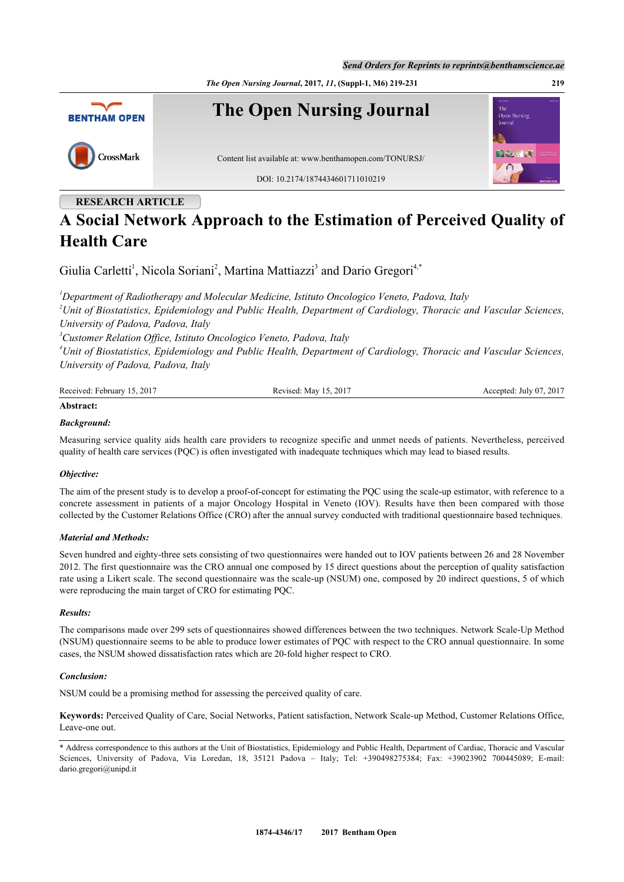RESEARCH ARTICLE

# A Social Network Approach to the Estimation of Perceived Quality of Health Care

Giulia Carletti[1], Nicola Soriani[2], Martina Mattiazzi[3] and Dario Gregori[4,*]

[1] *Department of Radiotherapy and Molecular Medicine, Istituto Oncologico Veneto, Padova, Italy*
[2] *Unit of Biostatistics, Epidemiology and Public Health, Department of Cardiology, Thoracic and Vascular Sciences, University of Padova, Padova, Italy*
[3] *Customer Relation Office, Istituto Oncologico Veneto, Padova, Italy*
[4] *Unit of Biostatistics, Epidemiology and Public Health, Department of Cardiology, Thoracic and Vascular Sciences, University of Padova, Padova, Italy*

Received: February 15, 2017 Revised: May 15, 2017 Accepted: July 07, 2017

**Abstract:**

***Background:***

Measuring service quality aids health care providers to recognize specific and unmet needs of patients. Nevertheless, perceived quality of health care services (PQC) is often investigated with inadequate techniques which may lead to biased results.

***Objective:***

The aim of the present study is to develop a proof-of-concept for estimating the PQC using the scale-up estimator, with reference to a concrete assessment in patients of a major Oncology Hospital in Veneto (IOV). Results have then been compared with those collected by the Customer Relations Office (CRO) after the annual survey conducted with traditional questionnaire based techniques.

***Material and Methods:***

Seven hundred and eighty-three sets consisting of two questionnaires were handed out to IOV patients between 26 and 28 November 2012. The first questionnaire was the CRO annual one composed by 15 direct questions about the perception of quality satisfaction rate using a Likert scale. The second questionnaire was the scale-up (NSUM) one, composed by 20 indirect questions, 5 of which were reproducing the main target of CRO for estimating PQC.

***Results:***

The comparisons made over 299 sets of questionnaires showed differences between the two techniques. Network Scale-Up Method (NSUM) questionnaire seems to be able to produce lower estimates of PQC with respect to the CRO annual questionnaire. In some cases, the NSUM showed dissatisfaction rates which are 20-fold higher respect to CRO.

***Conclusion:***

NSUM could be a promising method for assessing the perceived quality of care.

**Keywords:** Perceived Quality of Care, Social Networks, Patient satisfaction, Network Scale-up Method, Customer Relations Office, Leave-one out.

---

\* Address correspondence to this authors at the Unit of Biostatistics, Epidemiology and Public Health, Department of Cardiac, Thoracic and Vascular Sciences, University of Padova, Via Loredan, 18, 35121 Padova – Italy; Tel: +390498275384; Fax: +39023902 700445089; E-mail: dario.gregori@unipd.it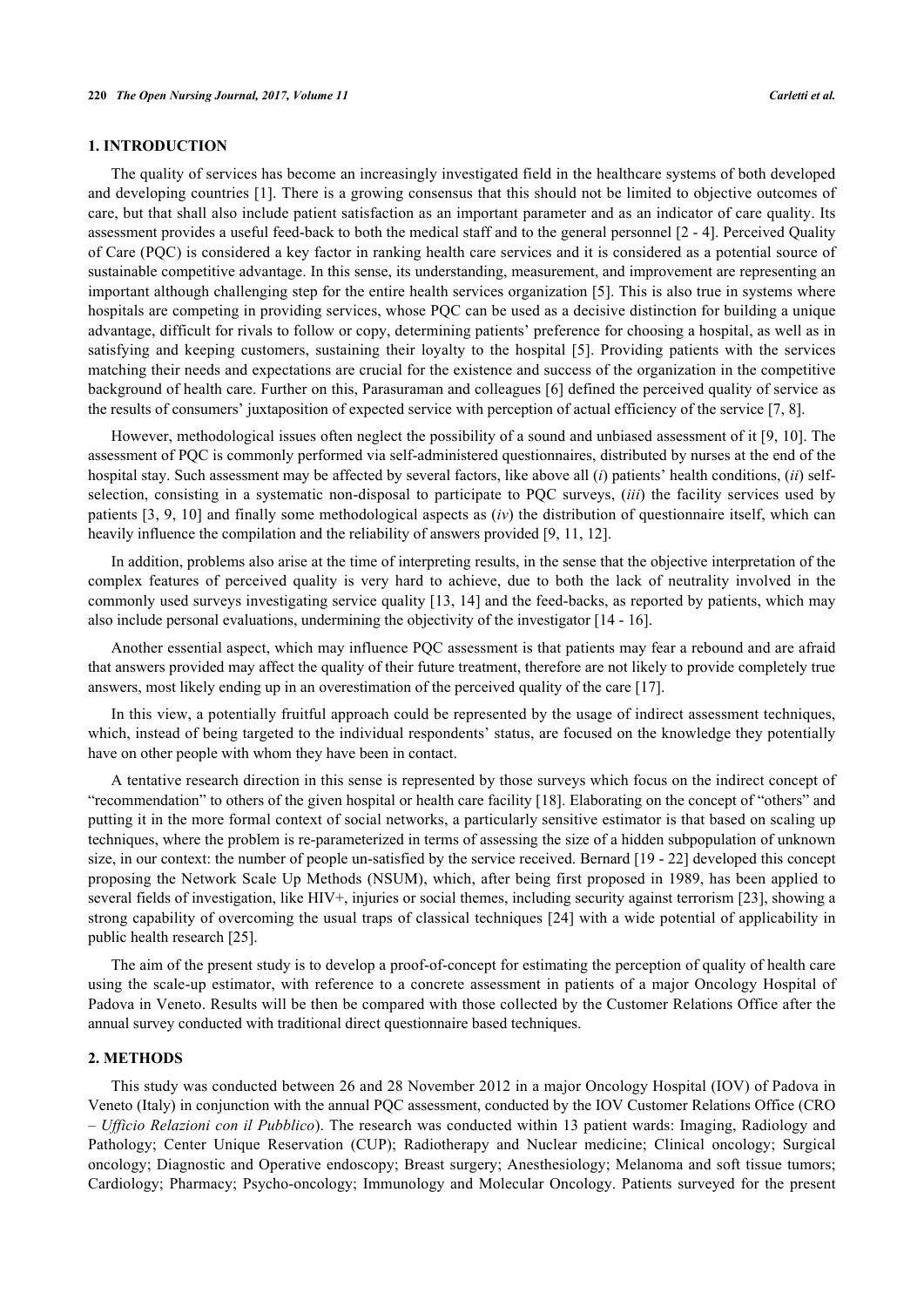## 1. INTRODUCTION

The quality of services has become an increasingly investigated field in the healthcare systems of both developed and developing countries [1]. There is a growing consensus that this should not be limited to objective outcomes of care, but that shall also include patient satisfaction as an important parameter and as an indicator of care quality. Its assessment provides a useful feed-back to both the medical staff and to the general personnel [2 - 4]. Perceived Quality of Care (PQC) is considered a key factor in ranking health care services and it is considered as a potential source of sustainable competitive advantage. In this sense, its understanding, measurement, and improvement are representing an important although challenging step for the entire health services organization [5]. This is also true in systems where hospitals are competing in providing services, whose PQC can be used as a decisive distinction for building a unique advantage, difficult for rivals to follow or copy, determining patients' preference for choosing a hospital, as well as in satisfying and keeping customers, sustaining their loyalty to the hospital [5]. Providing patients with the services matching their needs and expectations are crucial for the existence and success of the organization in the competitive background of health care. Further on this, Parasuraman and colleagues [6] defined the perceived quality of service as the results of consumers' juxtaposition of expected service with perception of actual efficiency of the service [7, 8].

However, methodological issues often neglect the possibility of a sound and unbiased assessment of it [9, 10]. The assessment of PQC is commonly performed via self-administered questionnaires, distributed by nurses at the end of the hospital stay. Such assessment may be affected by several factors, like above all (*i*) patients' health conditions, (*ii*) self-selection, consisting in a systematic non-disposal to participate to PQC surveys, (*iii*) the facility services used by patients [3, 9, 10] and finally some methodological aspects as (*iv*) the distribution of questionnaire itself, which can heavily influence the compilation and the reliability of answers provided [9, 11, 12].

In addition, problems also arise at the time of interpreting results, in the sense that the objective interpretation of the complex features of perceived quality is very hard to achieve, due to both the lack of neutrality involved in the commonly used surveys investigating service quality [13, 14] and the feed-backs, as reported by patients, which may also include personal evaluations, undermining the objectivity of the investigator [14 - 16].

Another essential aspect, which may influence PQC assessment is that patients may fear a rebound and are afraid that answers provided may affect the quality of their future treatment, therefore are not likely to provide completely true answers, most likely ending up in an overestimation of the perceived quality of the care [17].

In this view, a potentially fruitful approach could be represented by the usage of indirect assessment techniques, which, instead of being targeted to the individual respondents' status, are focused on the knowledge they potentially have on other people with whom they have been in contact.

A tentative research direction in this sense is represented by those surveys which focus on the indirect concept of "recommendation" to others of the given hospital or health care facility [18]. Elaborating on the concept of "others" and putting it in the more formal context of social networks, a particularly sensitive estimator is that based on scaling up techniques, where the problem is re-parameterized in terms of assessing the size of a hidden subpopulation of unknown size, in our context: the number of people un-satisfied by the service received. Bernard [19 - 22] developed this concept proposing the Network Scale Up Methods (NSUM), which, after being first proposed in 1989, has been applied to several fields of investigation, like HIV+, injuries or social themes, including security against terrorism [23], showing a strong capability of overcoming the usual traps of classical techniques [24] with a wide potential of applicability in public health research [25].

The aim of the present study is to develop a proof-of-concept for estimating the perception of quality of health care using the scale-up estimator, with reference to a concrete assessment in patients of a major Oncology Hospital of Padova in Veneto. Results will be then be compared with those collected by the Customer Relations Office after the annual survey conducted with traditional direct questionnaire based techniques.

## 2. METHODS

This study was conducted between 26 and 28 November 2012 in a major Oncology Hospital (IOV) of Padova in Veneto (Italy) in conjunction with the annual PQC assessment, conducted by the IOV Customer Relations Office (CRO – *Ufficio Relazioni con il Pubblico*). The research was conducted within 13 patient wards: Imaging, Radiology and Pathology; Center Unique Reservation (CUP); Radiotherapy and Nuclear medicine; Clinical oncology; Surgical oncology; Diagnostic and Operative endoscopy; Breast surgery; Anesthesiology; Melanoma and soft tissue tumors; Cardiology; Pharmacy; Psycho-oncology; Immunology and Molecular Oncology. Patients surveyed for the present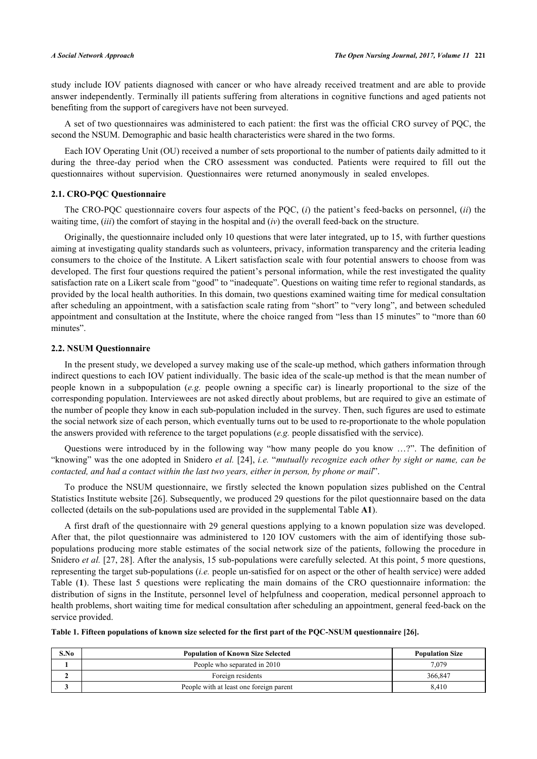study include IOV patients diagnosed with cancer or who have already received treatment and are able to provide answer independently. Terminally ill patients suffering from alterations in cognitive functions and aged patients not benefiting from the support of caregivers have not been surveyed.

A set of two questionnaires was administered to each patient: the first was the official CRO survey of PQC, the second the NSUM. Demographic and basic health characteristics were shared in the two forms.

Each IOV Operating Unit (OU) received a number of sets proportional to the number of patients daily admitted to it during the three-day period when the CRO assessment was conducted. Patients were required to fill out the questionnaires without supervision. Questionnaires were returned anonymously in sealed envelopes.

### 2.1. CRO-PQC Questionnaire

The CRO-PQC questionnaire covers four aspects of the PQC, (*i*) the patient's feed-backs on personnel, (*ii*) the waiting time, (*iii*) the comfort of staying in the hospital and (*iv*) the overall feed-back on the structure.

Originally, the questionnaire included only 10 questions that were later integrated, up to 15, with further questions aiming at investigating quality standards such as volunteers, privacy, information transparency and the criteria leading consumers to the choice of the Institute. A Likert satisfaction scale with four potential answers to choose from was developed. The first four questions required the patient's personal information, while the rest investigated the quality satisfaction rate on a Likert scale from "good" to "inadequate". Questions on waiting time refer to regional standards, as provided by the local health authorities. In this domain, two questions examined waiting time for medical consultation after scheduling an appointment, with a satisfaction scale rating from "short" to "very long", and between scheduled appointment and consultation at the Institute, where the choice ranged from "less than 15 minutes" to "more than 60 minutes".

### 2.2. NSUM Questionnaire

In the present study, we developed a survey making use of the scale-up method, which gathers information through indirect questions to each IOV patient individually. The basic idea of the scale-up method is that the mean number of people known in a subpopulation (*e.g.* people owning a specific car) is linearly proportional to the size of the corresponding population. Interviewees are not asked directly about problems, but are required to give an estimate of the number of people they know in each sub-population included in the survey. Then, such figures are used to estimate the social network size of each person, which eventually turns out to be used to re-proportionate to the whole population the answers provided with reference to the target populations (*e.g.* people dissatisfied with the service).

Questions were introduced by in the following way "how many people do you know …?". The definition of "knowing" was the one adopted in Snidero *et al.* [24], *i.e.* "*mutually recognize each other by sight or name, can be contacted, and had a contact within the last two years, either in person, by phone or mail*".

To produce the NSUM questionnaire, we firstly selected the known population sizes published on the Central Statistics Institute website [26]. Subsequently, we produced 29 questions for the pilot questionnaire based on the data collected (details on the sub-populations used are provided in the supplemental Table **A1**).

A first draft of the questionnaire with 29 general questions applying to a known population size was developed. After that, the pilot questionnaire was administered to 120 IOV customers with the aim of identifying those sub-populations producing more stable estimates of the social network size of the patients, following the procedure in Snidero *et al.* [27, 28]. After the analysis, 15 sub-populations were carefully selected. At this point, 5 more questions, representing the target sub-populations (*i.e.* people un-satisfied for on aspect or the other of health service) were added Table (**1**). These last 5 questions were replicating the main domains of the CRO questionnaire information: the distribution of signs in the Institute, personnel level of helpfulness and cooperation, medical personnel approach to health problems, short waiting time for medical consultation after scheduling an appointment, general feed-back on the service provided.

**Table 1. Fifteen populations of known size selected for the first part of the PQC-NSUM questionnaire [26].**

| S.No | Population of Known Size Selected | Population Size |
|---|---|---|
| 1 | People who separated in 2010 | 7,079 |
| 2 | Foreign residents | 366,847 |
| 3 | People with at least one foreign parent | 8,410 |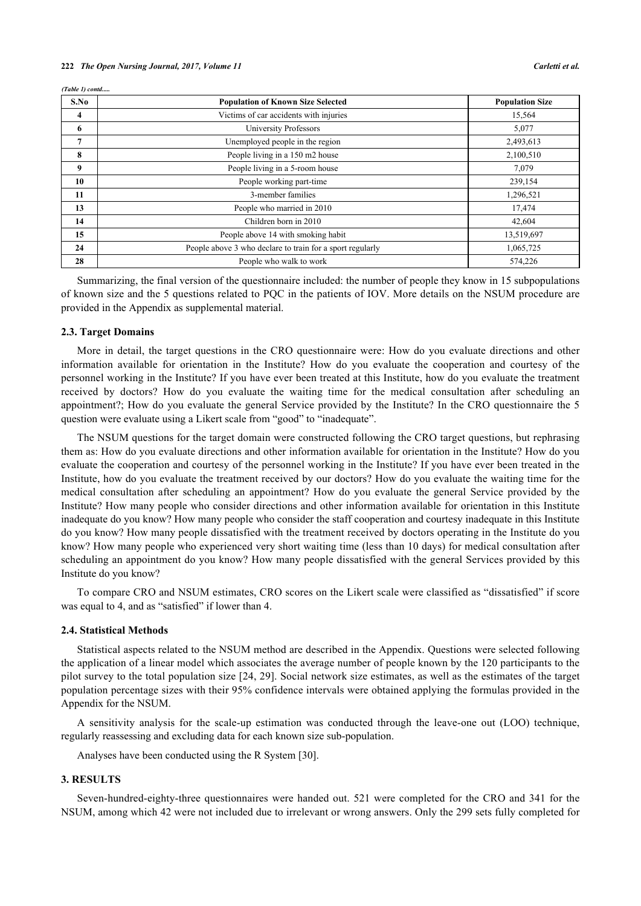*(Table 1) contd.....*

| S.No | Population of Known Size Selected | Population Size |
|---|---|---|
| 4 | Victims of car accidents with injuries | 15,564 |
| 6 | University Professors | 5,077 |
| 7 | Unemployed people in the region | 2,493,613 |
| 8 | People living in a 150 m2 house | 2,100,510 |
| 9 | People living in a 5-room house | 7,079 |
| 10 | People working part-time | 239,154 |
| 11 | 3-member families | 1,296,521 |
| 13 | People who married in 2010 | 17,474 |
| 14 | Children born in 2010 | 42,604 |
| 15 | People above 14 with smoking habit | 13,519,697 |
| 24 | People above 3 who declare to train for a sport regularly | 1,065,725 |
| 28 | People who walk to work | 574,226 |

Summarizing, the final version of the questionnaire included: the number of people they know in 15 subpopulations of known size and the 5 questions related to PQC in the patients of IOV. More details on the NSUM procedure are provided in the Appendix as supplemental material.

### 2.3. Target Domains

More in detail, the target questions in the CRO questionnaire were: How do you evaluate directions and other information available for orientation in the Institute? How do you evaluate the cooperation and courtesy of the personnel working in the Institute? If you have ever been treated at this Institute, how do you evaluate the treatment received by doctors? How do you evaluate the waiting time for the medical consultation after scheduling an appointment?; How do you evaluate the general Service provided by the Institute? In the CRO questionnaire the 5 question were evaluate using a Likert scale from "good" to "inadequate".

The NSUM questions for the target domain were constructed following the CRO target questions, but rephrasing them as: How do you evaluate directions and other information available for orientation in the Institute? How do you evaluate the cooperation and courtesy of the personnel working in the Institute? If you have ever been treated in the Institute, how do you evaluate the treatment received by our doctors? How do you evaluate the waiting time for the medical consultation after scheduling an appointment? How do you evaluate the general Service provided by the Institute? How many people who consider directions and other information available for orientation in this Institute inadequate do you know? How many people who consider the staff cooperation and courtesy inadequate in this Institute do you know? How many people dissatisfied with the treatment received by doctors operating in the Institute do you know? How many people who experienced very short waiting time (less than 10 days) for medical consultation after scheduling an appointment do you know? How many people dissatisfied with the general Services provided by this Institute do you know?

To compare CRO and NSUM estimates, CRO scores on the Likert scale were classified as "dissatisfied" if score was equal to 4, and as "satisfied" if lower than 4.

### 2.4. Statistical Methods

Statistical aspects related to the NSUM method are described in the Appendix. Questions were selected following the application of a linear model which associates the average number of people known by the 120 participants to the pilot survey to the total population size [24, 29]. Social network size estimates, as well as the estimates of the target population percentage sizes with their 95% confidence intervals were obtained applying the formulas provided in the Appendix for the NSUM.

A sensitivity analysis for the scale-up estimation was conducted through the leave-one out (LOO) technique, regularly reassessing and excluding data for each known size sub-population.

Analyses have been conducted using the R System [30].

## 3. RESULTS

Seven-hundred-eighty-three questionnaires were handed out. 521 were completed for the CRO and 341 for the NSUM, among which 42 were not included due to irrelevant or wrong answers. Only the 299 sets fully completed for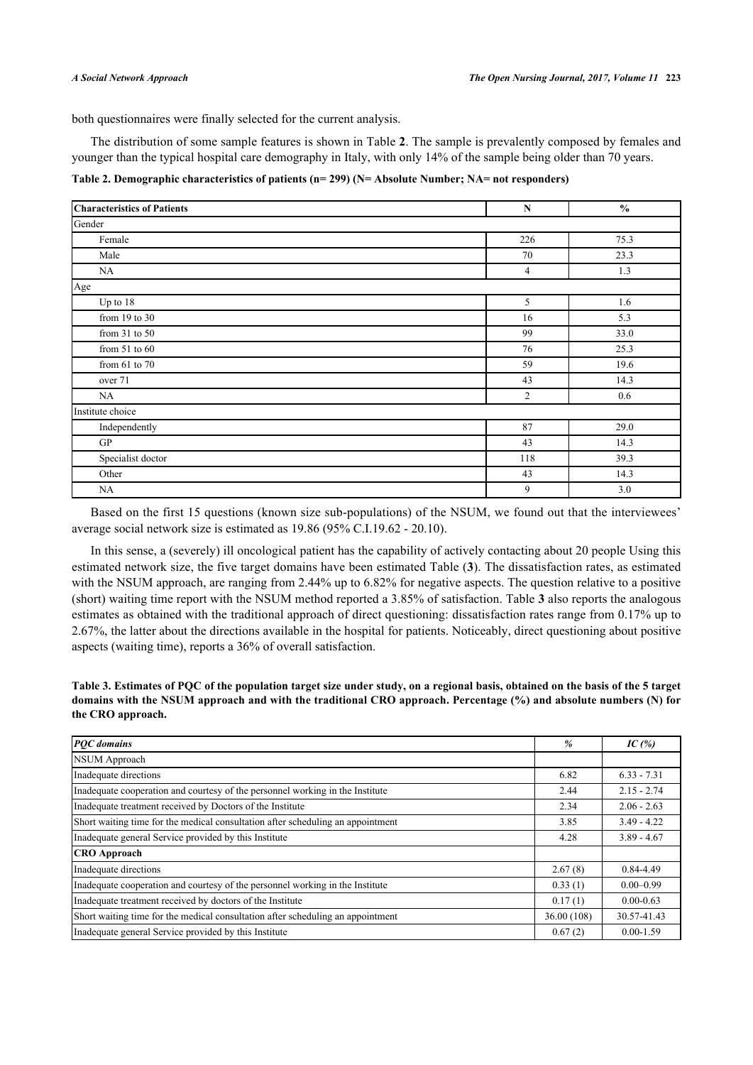both questionnaires were finally selected for the current analysis.

The distribution of some sample features is shown in Table **2**. The sample is prevalently composed by females and younger than the typical hospital care demography in Italy, with only 14% of the sample being older than 70 years.

**Table 2. Demographic characteristics of patients (n= 299) (N= Absolute Number; NA= not responders)**

| Characteristics of Patients | N | % |
|---|---|---|
| Gender | | |
| Female | 226 | 75.3 |
| Male | 70 | 23.3 |
| NA | 4 | 1.3 |
| Age | | |
| Up to 18 | 5 | 1.6 |
| from 19 to 30 | 16 | 5.3 |
| from 31 to 50 | 99 | 33.0 |
| from 51 to 60 | 76 | 25.3 |
| from 61 to 70 | 59 | 19.6 |
| over 71 | 43 | 14.3 |
| NA | 2 | 0.6 |
| Institute choice | | |
| Independently | 87 | 29.0 |
| GP | 43 | 14.3 |
| Specialist doctor | 118 | 39.3 |
| Other | 43 | 14.3 |
| NA | 9 | 3.0 |

Based on the first 15 questions (known size sub-populations) of the NSUM, we found out that the interviewees' average social network size is estimated as 19.86 (95% C.I.19.62 - 20.10).

In this sense, a (severely) ill oncological patient has the capability of actively contacting about 20 people Using this estimated network size, the five target domains have been estimated Table (**3**). The dissatisfaction rates, as estimated with the NSUM approach, are ranging from 2.44% up to 6.82% for negative aspects. The question relative to a positive (short) waiting time report with the NSUM method reported a 3.85% of satisfaction. Table **3** also reports the analogous estimates as obtained with the traditional approach of direct questioning: dissatisfaction rates range from 0.17% up to 2.67%, the latter about the directions available in the hospital for patients. Noticeably, direct questioning about positive aspects (waiting time), reports a 36% of overall satisfaction.

**Table 3. Estimates of PQC of the population target size under study, on a regional basis, obtained on the basis of the 5 target domains with the NSUM approach and with the traditional CRO approach. Percentage (%) and absolute numbers (N) for the CRO approach.**

| *PQC domains* | *%* | *IC (%)* |
|---|---|---|
| NSUM Approach | | |
| Inadequate directions | 6.82 | 6.33 - 7.31 |
| Inadequate cooperation and courtesy of the personnel working in the Institute | 2.44 | 2.15 - 2.74 |
| Inadequate treatment received by Doctors of the Institute | 2.34 | 2.06 - 2.63 |
| Short waiting time for the medical consultation after scheduling an appointment | 3.85 | 3.49 - 4.22 |
| Inadequate general Service provided by this Institute | 4.28 | 3.89 - 4.67 |
| **CRO Approach** | | |
| Inadequate directions | 2.67 (8) | 0.84-4.49 |
| Inadequate cooperation and courtesy of the personnel working in the Institute | 0.33 (1) | 0.00–0.99 |
| Inadequate treatment received by doctors of the Institute | 0.17 (1) | 0.00-0.63 |
| Short waiting time for the medical consultation after scheduling an appointment | 36.00 (108) | 30.57-41.43 |
| Inadequate general Service provided by this Institute | 0.67 (2) | 0.00-1.59 |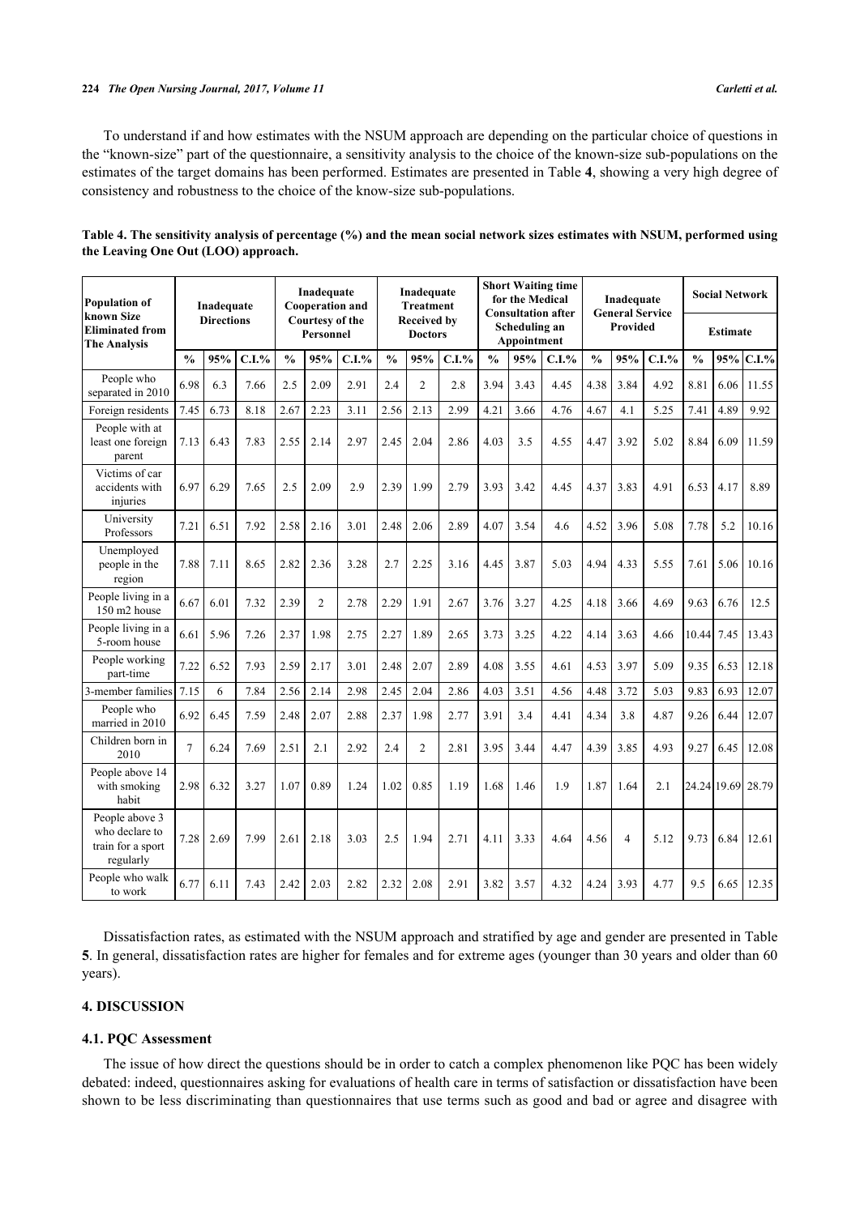To understand if and how estimates with the NSUM approach are depending on the particular choice of questions in the "known-size" part of the questionnaire, a sensitivity analysis to the choice of the known-size sub-populations on the estimates of the target domains has been performed. Estimates are presented in Table **4**, showing a very high degree of consistency and robustness to the choice of the know-size sub-populations.

**Table 4. The sensitivity analysis of percentage (%) and the mean social network sizes estimates with NSUM, performed using the Leaving One Out (LOO) approach.**

| Population of known Size Eliminated from The Analysis | Inadequate Directions | | | Inadequate Cooperation and Courtesy of the Personnel | | | Inadequate Treatment Received by Doctors | | | Short Waiting time for the Medical Consultation after Scheduling an Appointment | | | Inadequate General Service Provided | | | Social Network Estimate | | |
|---|---|---|---|---|---|---|---|---|---|---|---|---|---|---|---|---|---|---|
| | % | 95% | C.I.% | % | 95% | C.I.% | % | 95% | C.I.% | % | 95% | C.I.% | % | 95% | C.I.% | % | 95% | C.I.% |
| People who separated in 2010 | 6.98 | 6.3 | 7.66 | 2.5 | 2.09 | 2.91 | 2.4 | 2 | 2.8 | 3.94 | 3.43 | 4.45 | 4.38 | 3.84 | 4.92 | 8.81 | 6.06 | 11.55 |
| Foreign residents | 7.45 | 6.73 | 8.18 | 2.67 | 2.23 | 3.11 | 2.56 | 2.13 | 2.99 | 4.21 | 3.66 | 4.76 | 4.67 | 4.1 | 5.25 | 7.41 | 4.89 | 9.92 |
| People with at least one foreign parent | 7.13 | 6.43 | 7.83 | 2.55 | 2.14 | 2.97 | 2.45 | 2.04 | 2.86 | 4.03 | 3.5 | 4.55 | 4.47 | 3.92 | 5.02 | 8.84 | 6.09 | 11.59 |
| Victims of car accidents with injuries | 6.97 | 6.29 | 7.65 | 2.5 | 2.09 | 2.9 | 2.39 | 1.99 | 2.79 | 3.93 | 3.42 | 4.45 | 4.37 | 3.83 | 4.91 | 6.53 | 4.17 | 8.89 |
| University Professors | 7.21 | 6.51 | 7.92 | 2.58 | 2.16 | 3.01 | 2.48 | 2.06 | 2.89 | 4.07 | 3.54 | 4.6 | 4.52 | 3.96 | 5.08 | 7.78 | 5.2 | 10.16 |
| Unemployed people in the region | 7.88 | 7.11 | 8.65 | 2.82 | 2.36 | 3.28 | 2.7 | 2.25 | 3.16 | 4.45 | 3.87 | 5.03 | 4.94 | 4.33 | 5.55 | 7.61 | 5.06 | 10.16 |
| People living in a 150 m2 house | 6.67 | 6.01 | 7.32 | 2.39 | 2 | 2.78 | 2.29 | 1.91 | 2.67 | 3.76 | 3.27 | 4.25 | 4.18 | 3.66 | 4.69 | 9.63 | 6.76 | 12.5 |
| People living in a 5-room house | 6.61 | 5.96 | 7.26 | 2.37 | 1.98 | 2.75 | 2.27 | 1.89 | 2.65 | 3.73 | 3.25 | 4.22 | 4.14 | 3.63 | 4.66 | 10.44 | 7.45 | 13.43 |
| People working part-time | 7.22 | 6.52 | 7.93 | 2.59 | 2.17 | 3.01 | 2.48 | 2.07 | 2.89 | 4.08 | 3.55 | 4.61 | 4.53 | 3.97 | 5.09 | 9.35 | 6.53 | 12.18 |
| 3-member families | 7.15 | 6 | 7.84 | 2.56 | 2.14 | 2.98 | 2.45 | 2.04 | 2.86 | 4.03 | 3.51 | 4.56 | 4.48 | 3.72 | 5.03 | 9.83 | 6.93 | 12.07 |
| People who married in 2010 | 6.92 | 6.45 | 7.59 | 2.48 | 2.07 | 2.88 | 2.37 | 1.98 | 2.77 | 3.91 | 3.4 | 4.41 | 4.34 | 3.8 | 4.87 | 9.26 | 6.44 | 12.07 |
| Children born in 2010 | 7 | 6.24 | 7.69 | 2.51 | 2.1 | 2.92 | 2.4 | 2 | 2.81 | 3.95 | 3.44 | 4.47 | 4.39 | 3.85 | 4.93 | 9.27 | 6.45 | 12.08 |
| People above 14 with smoking habit | 2.98 | 6.32 | 3.27 | 1.07 | 0.89 | 1.24 | 1.02 | 0.85 | 1.19 | 1.68 | 1.46 | 1.9 | 1.87 | 1.64 | 2.1 | 24.24 | 19.69 | 28.79 |
| People above 3 who declare to train for a sport regularly | 7.28 | 2.69 | 7.99 | 2.61 | 2.18 | 3.03 | 2.5 | 1.94 | 2.71 | 4.11 | 3.33 | 4.64 | 4.56 | 4 | 5.12 | 9.73 | 6.84 | 12.61 |
| People who walk to work | 6.77 | 6.11 | 7.43 | 2.42 | 2.03 | 2.82 | 2.32 | 2.08 | 2.91 | 3.82 | 3.57 | 4.32 | 4.24 | 3.93 | 4.77 | 9.5 | 6.65 | 12.35 |

Dissatisfaction rates, as estimated with the NSUM approach and stratified by age and gender are presented in Table **5**. In general, dissatisfaction rates are higher for females and for extreme ages (younger than 30 years and older than 60 years).

## 4. DISCUSSION

### 4.1. PQC Assessment

The issue of how direct the questions should be in order to catch a complex phenomenon like PQC has been widely debated: indeed, questionnaires asking for evaluations of health care in terms of satisfaction or dissatisfaction have been shown to be less discriminating than questionnaires that use terms such as good and bad or agree and disagree with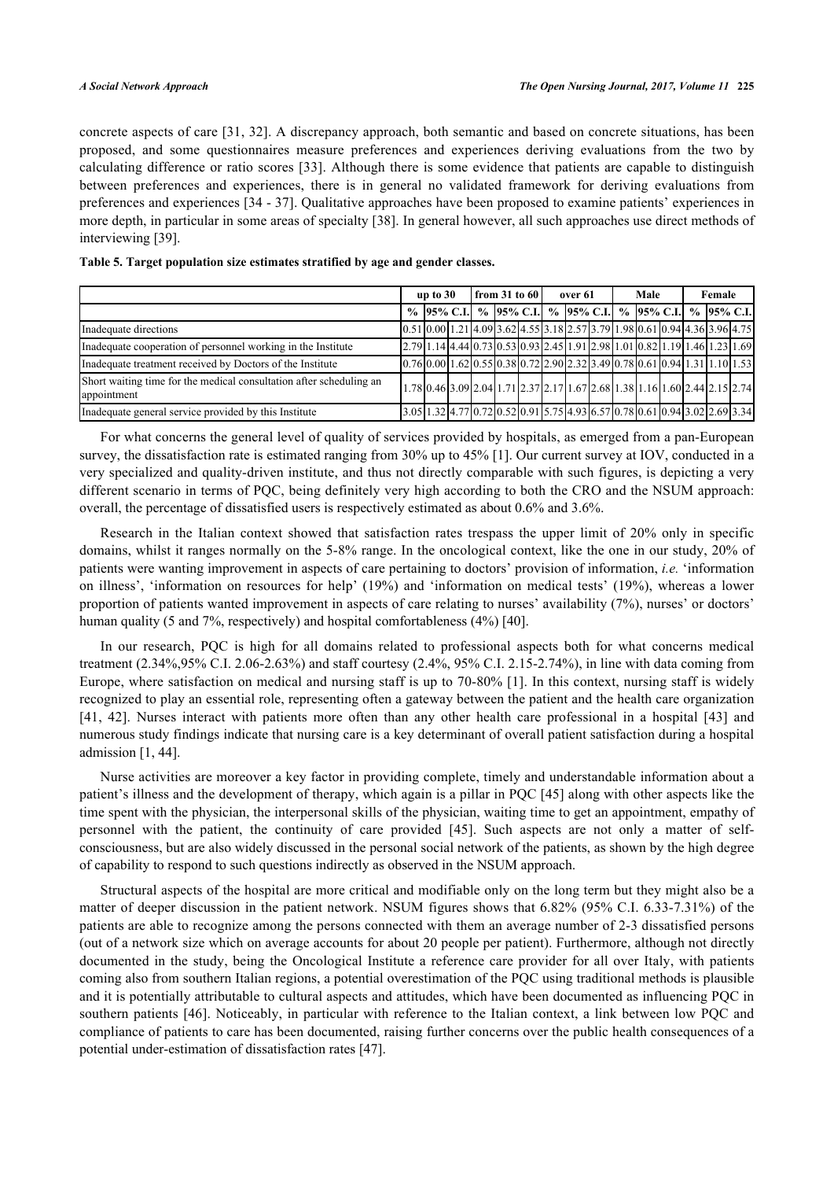concrete aspects of care [31, 32]. A discrepancy approach, both semantic and based on concrete situations, has been proposed, and some questionnaires measure preferences and experiences deriving evaluations from the two by calculating difference or ratio scores [33]. Although there is some evidence that patients are capable to distinguish between preferences and experiences, there is in general no validated framework for deriving evaluations from preferences and experiences [34 - 37]. Qualitative approaches have been proposed to examine patients' experiences in more depth, in particular in some areas of specialty [38]. In general however, all such approaches use direct methods of interviewing [39].

**Table 5. Target population size estimates stratified by age and gender classes.**

| | up to 30 | | | from 31 to 60 | | | over 61 | | | Male | | | Female | | |
|---|---|---|---|---|---|---|---|---|---|---|---|---|---|---|---|
| | % | 95% C.I. | | % | 95% C.I. | | % | 95% C.I. | | % | 95% C.I. | | % | 95% C.I. | |
| Inadequate directions | 0.51 | 0.00 | 1.21 | 4.09 | 3.62 | 4.55 | 3.18 | 2.57 | 3.79 | 1.98 | 0.61 | 0.94 | 4.36 | 3.96 | 4.75 |
| Inadequate cooperation of personnel working in the Institute | 2.79 | 1.14 | 4.44 | 0.73 | 0.53 | 0.93 | 2.45 | 1.91 | 2.98 | 1.01 | 0.82 | 1.19 | 1.46 | 1.23 | 1.69 |
| Inadequate treatment received by Doctors of the Institute | 0.76 | 0.00 | 1.62 | 0.55 | 0.38 | 0.72 | 2.90 | 2.32 | 3.49 | 0.78 | 0.61 | 0.94 | 1.31 | 1.10 | 1.53 |
| Short waiting time for the medical consultation after scheduling an appointment | 1.78 | 0.46 | 3.09 | 2.04 | 1.71 | 2.37 | 2.17 | 1.67 | 2.68 | 1.38 | 1.16 | 1.60 | 2.44 | 2.15 | 2.74 |
| Inadequate general service provided by this Institute | 3.05 | 1.32 | 4.77 | 0.72 | 0.52 | 0.91 | 5.75 | 4.93 | 6.57 | 0.78 | 0.61 | 0.94 | 3.02 | 2.69 | 3.34 |

For what concerns the general level of quality of services provided by hospitals, as emerged from a pan-European survey, the dissatisfaction rate is estimated ranging from 30% up to 45% [1]. Our current survey at IOV, conducted in a very specialized and quality-driven institute, and thus not directly comparable with such figures, is depicting a very different scenario in terms of PQC, being definitely very high according to both the CRO and the NSUM approach: overall, the percentage of dissatisfied users is respectively estimated as about 0.6% and 3.6%.

Research in the Italian context showed that satisfaction rates trespass the upper limit of 20% only in specific domains, whilst it ranges normally on the 5-8% range. In the oncological context, like the one in our study, 20% of patients were wanting improvement in aspects of care pertaining to doctors' provision of information, *i.e.* 'information on illness', 'information on resources for help' (19%) and 'information on medical tests' (19%), whereas a lower proportion of patients wanted improvement in aspects of care relating to nurses' availability (7%), nurses' or doctors' human quality (5 and 7%, respectively) and hospital comfortableness (4%) [40].

In our research, PQC is high for all domains related to professional aspects both for what concerns medical treatment (2.34%,95% C.I. 2.06-2.63%) and staff courtesy (2.4%, 95% C.I. 2.15-2.74%), in line with data coming from Europe, where satisfaction on medical and nursing staff is up to 70-80% [1]. In this context, nursing staff is widely recognized to play an essential role, representing often a gateway between the patient and the health care organization [41, 42]. Nurses interact with patients more often than any other health care professional in a hospital [43] and numerous study findings indicate that nursing care is a key determinant of overall patient satisfaction during a hospital admission [1, 44].

Nurse activities are moreover a key factor in providing complete, timely and understandable information about a patient's illness and the development of therapy, which again is a pillar in PQC [45] along with other aspects like the time spent with the physician, the interpersonal skills of the physician, waiting time to get an appointment, empathy of personnel with the patient, the continuity of care provided [45]. Such aspects are not only a matter of self-consciousness, but are also widely discussed in the personal social network of the patients, as shown by the high degree of capability to respond to such questions indirectly as observed in the NSUM approach.

Structural aspects of the hospital are more critical and modifiable only on the long term but they might also be a matter of deeper discussion in the patient network. NSUM figures shows that 6.82% (95% C.I. 6.33-7.31%) of the patients are able to recognize among the persons connected with them an average number of 2-3 dissatisfied persons (out of a network size which on average accounts for about 20 people per patient). Furthermore, although not directly documented in the study, being the Oncological Institute a reference care provider for all over Italy, with patients coming also from southern Italian regions, a potential overestimation of the PQC using traditional methods is plausible and it is potentially attributable to cultural aspects and attitudes, which have been documented as influencing PQC in southern patients [46]. Noticeably, in particular with reference to the Italian context, a link between low PQC and compliance of patients to care has been documented, raising further concerns over the public health consequences of a potential under-estimation of dissatisfaction rates [47].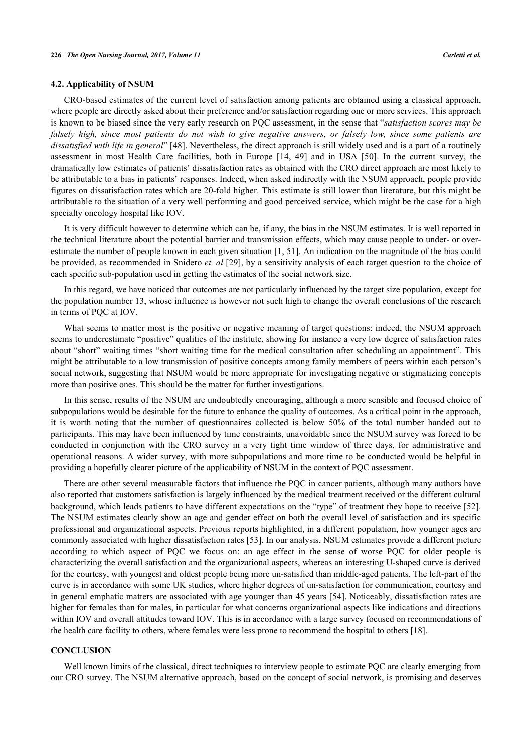### 4.2. Applicability of NSUM

CRO-based estimates of the current level of satisfaction among patients are obtained using a classical approach, where people are directly asked about their preference and/or satisfaction regarding one or more services. This approach is known to be biased since the very early research on PQC assessment, in the sense that "*satisfaction scores may be falsely high, since most patients do not wish to give negative answers, or falsely low, since some patients are dissatisfied with life in general*" [48]. Nevertheless, the direct approach is still widely used and is a part of a routinely assessment in most Health Care facilities, both in Europe [14, 49] and in USA [50]. In the current survey, the dramatically low estimates of patients' dissatisfaction rates as obtained with the CRO direct approach are most likely to be attributable to a bias in patients' responses. Indeed, when asked indirectly with the NSUM approach, people provide figures on dissatisfaction rates which are 20-fold higher. This estimate is still lower than literature, but this might be attributable to the situation of a very well performing and good perceived service, which might be the case for a high specialty oncology hospital like IOV.

It is very difficult however to determine which can be, if any, the bias in the NSUM estimates. It is well reported in the technical literature about the potential barrier and transmission effects, which may cause people to under- or over-estimate the number of people known in each given situation [1, 51]. An indication on the magnitude of the bias could be provided, as recommended in Snidero *et. al* [29], by a sensitivity analysis of each target question to the choice of each specific sub-population used in getting the estimates of the social network size.

In this regard, we have noticed that outcomes are not particularly influenced by the target size population, except for the population number 13, whose influence is however not such high to change the overall conclusions of the research in terms of PQC at IOV.

What seems to matter most is the positive or negative meaning of target questions: indeed, the NSUM approach seems to underestimate "positive" qualities of the institute, showing for instance a very low degree of satisfaction rates about "short" waiting times "short waiting time for the medical consultation after scheduling an appointment". This might be attributable to a low transmission of positive concepts among family members of peers within each person's social network, suggesting that NSUM would be more appropriate for investigating negative or stigmatizing concepts more than positive ones. This should be the matter for further investigations.

In this sense, results of the NSUM are undoubtedly encouraging, although a more sensible and focused choice of subpopulations would be desirable for the future to enhance the quality of outcomes. As a critical point in the approach, it is worth noting that the number of questionnaires collected is below 50% of the total number handed out to participants. This may have been influenced by time constraints, unavoidable since the NSUM survey was forced to be conducted in conjunction with the CRO survey in a very tight time window of three days, for administrative and operational reasons. A wider survey, with more subpopulations and more time to be conducted would be helpful in providing a hopefully clearer picture of the applicability of NSUM in the context of PQC assessment.

There are other several measurable factors that influence the PQC in cancer patients, although many authors have also reported that customers satisfaction is largely influenced by the medical treatment received or the different cultural background, which leads patients to have different expectations on the "type" of treatment they hope to receive [52]. The NSUM estimates clearly show an age and gender effect on both the overall level of satisfaction and its specific professional and organizational aspects. Previous reports highlighted, in a different population, how younger ages are commonly associated with higher dissatisfaction rates [53]. In our analysis, NSUM estimates provide a different picture according to which aspect of PQC we focus on: an age effect in the sense of worse PQC for older people is characterizing the overall satisfaction and the organizational aspects, whereas an interesting U-shaped curve is derived for the courtesy, with youngest and oldest people being more un-satisfied than middle-aged patients. The left-part of the curve is in accordance with some UK studies, where higher degrees of un-satisfaction for communication, courtesy and in general emphatic matters are associated with age younger than 45 years [54]. Noticeably, dissatisfaction rates are higher for females than for males, in particular for what concerns organizational aspects like indications and directions within IOV and overall attitudes toward IOV. This is in accordance with a large survey focused on recommendations of the health care facility to others, where females were less prone to recommend the hospital to others [18].

## CONCLUSION

Well known limits of the classical, direct techniques to interview people to estimate PQC are clearly emerging from our CRO survey. The NSUM alternative approach, based on the concept of social network, is promising and deserves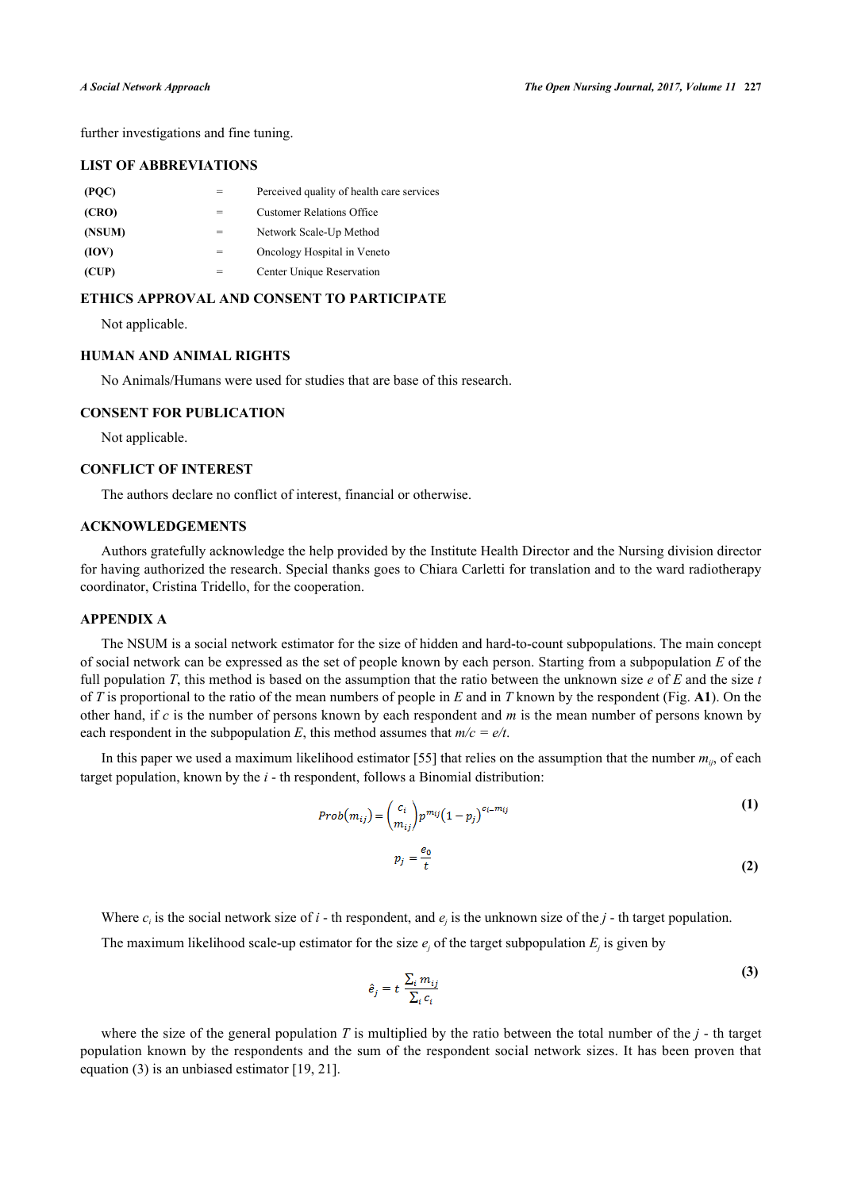further investigations and fine tuning.

## LIST OF ABBREVIATIONS

| | | |
|---|---|---|
| (PQC) | = | Perceived quality of health care services |
| (CRO) | = | Customer Relations Office |
| (NSUM) | = | Network Scale-Up Method |
| (IOV) | = | Oncology Hospital in Veneto |
| (CUP) | = | Center Unique Reservation |

## ETHICS APPROVAL AND CONSENT TO PARTICIPATE

Not applicable.

## HUMAN AND ANIMAL RIGHTS

No Animals/Humans were used for studies that are base of this research.

## CONSENT FOR PUBLICATION

Not applicable.

## CONFLICT OF INTEREST

The authors declare no conflict of interest, financial or otherwise.

## ACKNOWLEDGEMENTS

Authors gratefully acknowledge the help provided by the Institute Health Director and the Nursing division director for having authorized the research. Special thanks goes to Chiara Carletti for translation and to the ward radiotherapy coordinator, Cristina Tridello, for the cooperation.

## APPENDIX A

The NSUM is a social network estimator for the size of hidden and hard-to-count subpopulations. The main concept of social network can be expressed as the set of people known by each person. Starting from a subpopulation $E$ of the full population $T$, this method is based on the assumption that the ratio between the unknown size $e$ of $E$ and the size $t$ of $T$ is proportional to the ratio of the mean numbers of people in $E$ and in $T$ known by the respondent (Fig. **A1**). On the other hand, if $c$ is the number of persons known by each respondent and $m$ is the mean number of persons known by each respondent in the subpopulation $E$, this method assumes that $m/c = e/t$.

In this paper we used a maximum likelihood estimator [55] that relies on the assumption that the number $m_{ij}$, of each target population, known by the $i$ - th respondent, follows a Binomial distribution:

$$Prob(m_{ij}) = \binom{c_i}{m_{ij}} p^{m_{ij}} (1 - p_j)^{c_i - m_{ij}} \tag{1}$$

$$p_j = \frac{e_0}{t} \tag{2}$$

Where $c_i$ is the social network size of $i$ - th respondent, and $e_j$ is the unknown size of the $j$ - th target population.

The maximum likelihood scale-up estimator for the size $e_j$ of the target subpopulation $E_j$ is given by

$$\hat{e}_j = t \frac{\sum_i m_{ij}}{\sum_i c_i} \tag{3}$$

where the size of the general population $T$ is multiplied by the ratio between the total number of the $j$ - th target population known by the respondents and the sum of the respondent social network sizes. It has been proven that equation (3) is an unbiased estimator [19, 21].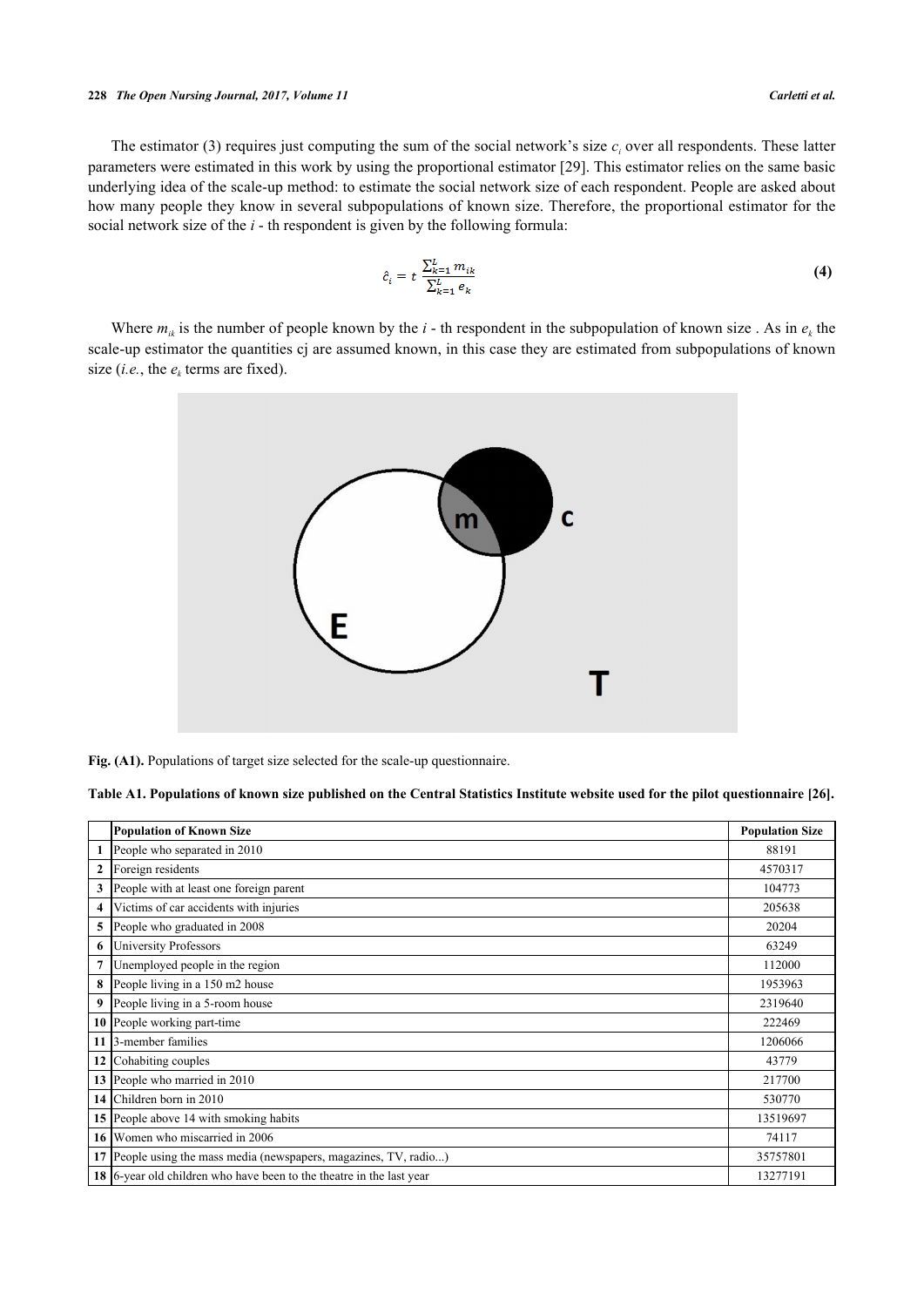The estimator (3) requires just computing the sum of the social network's size $c_i$ over all respondents. These latter parameters were estimated in this work by using the proportional estimator [29]. This estimator relies on the same basic underlying idea of the scale-up method: to estimate the social network size of each respondent. People are asked about how many people they know in several subpopulations of known size. Therefore, the proportional estimator for the social network size of the $i$ - th respondent is given by the following formula:

$$\hat{c}_i = t\,\frac{\sum_{k=1}^{L} m_{ik}}{\sum_{k=1}^{L} e_k} \tag{4}$$

Where $m_{ik}$ is the number of people known by the $i$ - th respondent in the subpopulation of known size . As in $e_k$ the scale-up estimator the quantities cj are assumed known, in this case they are estimated from subpopulations of known size (*i.e.*, the $e_k$ terms are fixed).

**Fig. (A1).** Populations of target size selected for the scale-up questionnaire.

**Table A1. Populations of known size published on the Central Statistics Institute website used for the pilot questionnaire [26].**

| | Population of Known Size | Population Size |
|---|---|---|
| 1 | People who separated in 2010 | 88191 |
| 2 | Foreign residents | 4570317 |
| 3 | People with at least one foreign parent | 104773 |
| 4 | Victims of car accidents with injuries | 205638 |
| 5 | People who graduated in 2008 | 20204 |
| 6 | University Professors | 63249 |
| 7 | Unemployed people in the region | 112000 |
| 8 | People living in a 150 m2 house | 1953963 |
| 9 | People living in a 5-room house | 2319640 |
| 10 | People working part-time | 222469 |
| 11 | 3-member families | 1206066 |
| 12 | Cohabiting couples | 43779 |
| 13 | People who married in 2010 | 217700 |
| 14 | Children born in 2010 | 530770 |
| 15 | People above 14 with smoking habits | 13519697 |
| 16 | Women who miscarried in 2006 | 74117 |
| 17 | People using the mass media (newspapers, magazines, TV, radio...) | 35757801 |
| 18 | 6-year old children who have been to the theatre in the last year | 13277191 |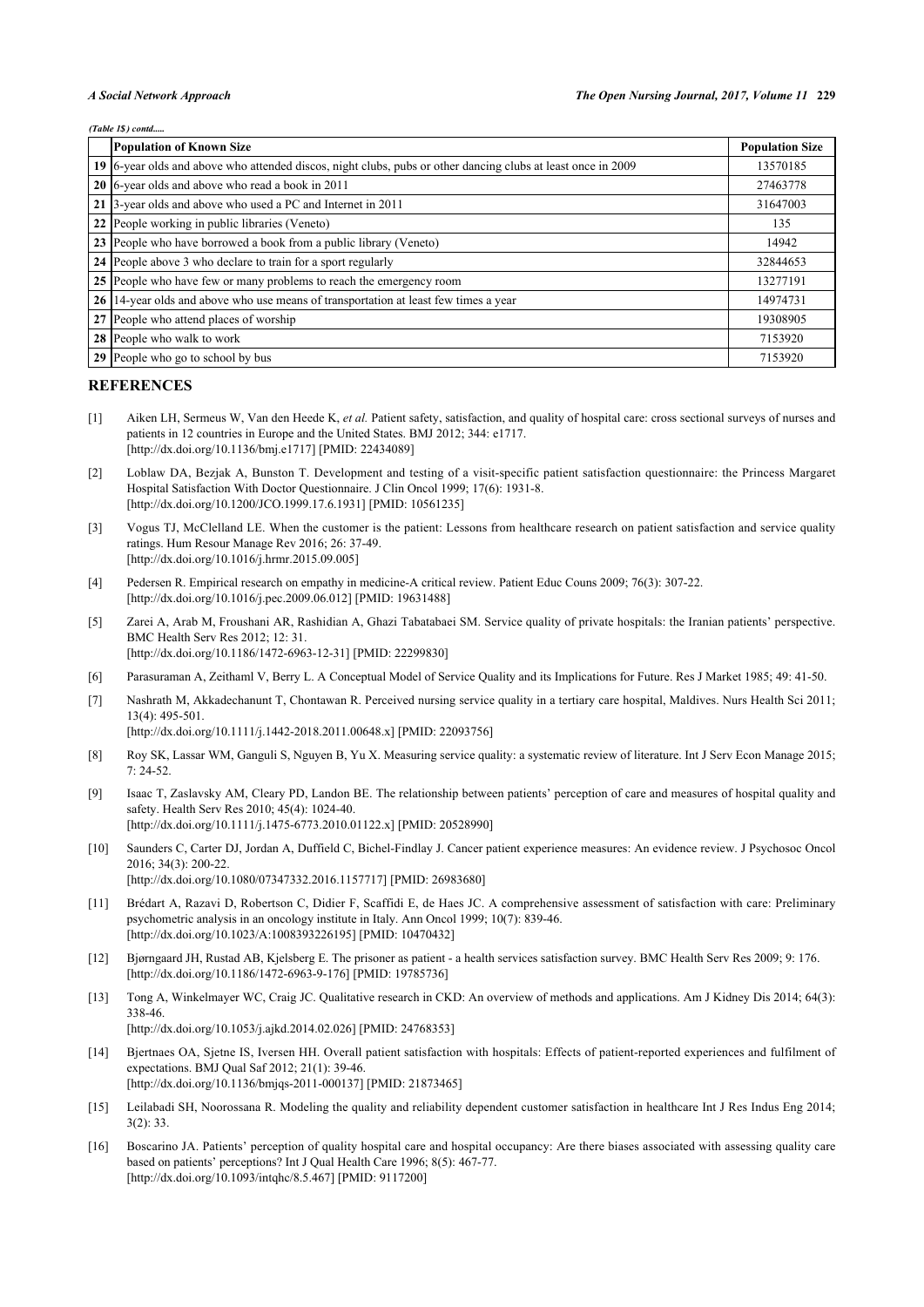*(Table 1$) contd.....*

| | Population of Known Size | Population Size |
|---|---|---|
| 19 | 6-year olds and above who attended discos, night clubs, pubs or other dancing clubs at least once in 2009 | 13570185 |
| 20 | 6-year olds and above who read a book in 2011 | 27463778 |
| 21 | 3-year olds and above who used a PC and Internet in 2011 | 31647003 |
| 22 | People working in public libraries (Veneto) | 135 |
| 23 | People who have borrowed a book from a public library (Veneto) | 14942 |
| 24 | People above 3 who declare to train for a sport regularly | 32844653 |
| 25 | People who have few or many problems to reach the emergency room | 13277191 |
| 26 | 14-year olds and above who use means of transportation at least few times a year | 14974731 |
| 27 | People who attend places of worship | 19308905 |
| 28 | People who walk to work | 7153920 |
| 29 | People who go to school by bus | 7153920 |

## REFERENCES

[1] Aiken LH, Sermeus W, Van den Heede K, *et al.* Patient safety, satisfaction, and quality of hospital care: cross sectional surveys of nurses and patients in 12 countries in Europe and the United States. BMJ 2012; 344: e1717. [http://dx.doi.org/10.1136/bmj.e1717] [PMID: 22434089]

[2] Loblaw DA, Bezjak A, Bunston T. Development and testing of a visit-specific patient satisfaction questionnaire: the Princess Margaret Hospital Satisfaction With Doctor Questionnaire. J Clin Oncol 1999; 17(6): 1931-8. [http://dx.doi.org/10.1200/JCO.1999.17.6.1931] [PMID: 10561235]

[3] Vogus TJ, McClelland LE. When the customer is the patient: Lessons from healthcare research on patient satisfaction and service quality ratings. Hum Resour Manage Rev 2016; 26: 37-49. [http://dx.doi.org/10.1016/j.hrmr.2015.09.005]

[4] Pedersen R. Empirical research on empathy in medicine-A critical review. Patient Educ Couns 2009; 76(3): 307-22. [http://dx.doi.org/10.1016/j.pec.2009.06.012] [PMID: 19631488]

[5] Zarei A, Arab M, Froushani AR, Rashidian A, Ghazi Tabatabaei SM. Service quality of private hospitals: the Iranian patients' perspective. BMC Health Serv Res 2012; 12: 31. [http://dx.doi.org/10.1186/1472-6963-12-31] [PMID: 22299830]

[6] Parasuraman A, Zeithaml V, Berry L. A Conceptual Model of Service Quality and its Implications for Future. Res J Market 1985; 49: 41-50.

[7] Nashrath M, Akkadechanunt T, Chontawan R. Perceived nursing service quality in a tertiary care hospital, Maldives. Nurs Health Sci 2011; 13(4): 495-501. [http://dx.doi.org/10.1111/j.1442-2018.2011.00648.x] [PMID: 22093756]

[8] Roy SK, Lassar WM, Ganguli S, Nguyen B, Yu X. Measuring service quality: a systematic review of literature. Int J Serv Econ Manage 2015; 7: 24-52.

[9] Isaac T, Zaslavsky AM, Cleary PD, Landon BE. The relationship between patients' perception of care and measures of hospital quality and safety. Health Serv Res 2010; 45(4): 1024-40. [http://dx.doi.org/10.1111/j.1475-6773.2010.01122.x] [PMID: 20528990]

[10] Saunders C, Carter DJ, Jordan A, Duffield C, Bichel-Findlay J. Cancer patient experience measures: An evidence review. J Psychosoc Oncol 2016; 34(3): 200-22. [http://dx.doi.org/10.1080/07347332.2016.1157717] [PMID: 26983680]

[11] Brédart A, Razavi D, Robertson C, Didier F, Scaffidi E, de Haes JC. A comprehensive assessment of satisfaction with care: Preliminary psychometric analysis in an oncology institute in Italy. Ann Oncol 1999; 10(7): 839-46. [http://dx.doi.org/10.1023/A:1008393226195] [PMID: 10470432]

[12] Bjørngaard JH, Rustad AB, Kjelsberg E. The prisoner as patient - a health services satisfaction survey. BMC Health Serv Res 2009; 9: 176. [http://dx.doi.org/10.1186/1472-6963-9-176] [PMID: 19785736]

[13] Tong A, Winkelmayer WC, Craig JC. Qualitative research in CKD: An overview of methods and applications. Am J Kidney Dis 2014; 64(3): 338-46. [http://dx.doi.org/10.1053/j.ajkd.2014.02.026] [PMID: 24768353]

[14] Bjertnaes OA, Sjetne IS, Iversen HH. Overall patient satisfaction with hospitals: Effects of patient-reported experiences and fulfilment of expectations. BMJ Qual Saf 2012; 21(1): 39-46. [http://dx.doi.org/10.1136/bmjqs-2011-000137] [PMID: 21873465]

[15] Leilabadi SH, Noorossana R. Modeling the quality and reliability dependent customer satisfaction in healthcare Int J Res Indus Eng 2014; 3(2): 33.

[16] Boscarino JA. Patients' perception of quality hospital care and hospital occupancy: Are there biases associated with assessing quality care based on patients' perceptions? Int J Qual Health Care 1996; 8(5): 467-77. [http://dx.doi.org/10.1093/intqhc/8.5.467] [PMID: 9117200]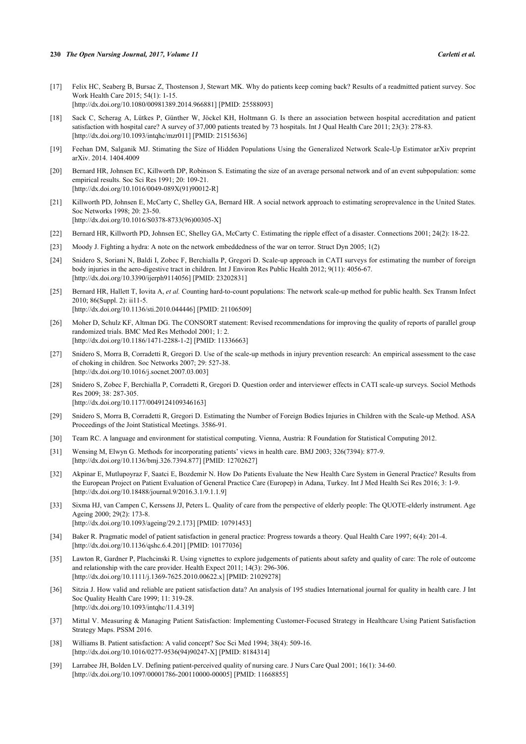[17] Felix HC, Seaberg B, Bursac Z, Thostenson J, Stewart MK. Why do patients keep coming back? Results of a readmitted patient survey. Soc Work Health Care 2015; 54(1): 1-15.
[http://dx.doi.org/10.1080/00981389.2014.966881] [PMID: 25588093]

[18] Sack C, Scherag A, Lütkes P, Günther W, Jöckel KH, Holtmann G. Is there an association between hospital accreditation and patient satisfaction with hospital care? A survey of 37,000 patients treated by 73 hospitals. Int J Qual Health Care 2011; 23(3): 278-83.
[http://dx.doi.org/10.1093/intqhc/mzr011] [PMID: 21515636]

[19] Feehan DM, Salganik MJ. Stimating the Size of Hidden Populations Using the Generalized Network Scale-Up Estimator arXiv preprint arXiv. 2014. 1404.4009

[20] Bernard HR, Johnsen EC, Killworth DP, Robinson S. Estimating the size of an average personal network and of an event subpopulation: some empirical results. Soc Sci Res 1991; 20: 109-21.
[http://dx.doi.org/10.1016/0049-089X(91)90012-R]

[21] Killworth PD, Johnsen E, McCarty C, Shelley GA, Bernard HR. A social network approach to estimating seroprevalence in the United States. Soc Networks 1998; 20: 23-50.
[http://dx.doi.org/10.1016/S0378-8733(96)00305-X]

[22] Bernard HR, Killworth PD, Johnsen EC, Shelley GA, McCarty C. Estimating the ripple effect of a disaster. Connections 2001; 24(2): 18-22.

[23] Moody J. Fighting a hydra: A note on the network embeddedness of the war on terror. Struct Dyn 2005; 1(2)

[24] Snidero S, Soriani N, Baldi I, Zobec F, Berchialla P, Gregori D. Scale-up approach in CATI surveys for estimating the number of foreign body injuries in the aero-digestive tract in children. Int J Environ Res Public Health 2012; 9(11): 4056-67.
[http://dx.doi.org/10.3390/ijerph9114056] [PMID: 23202831]

[25] Bernard HR, Hallett T, Iovita A, *et al.* Counting hard-to-count populations: The network scale-up method for public health. Sex Transm Infect 2010; 86(Suppl. 2): ii11-5.
[http://dx.doi.org/10.1136/sti.2010.044446] [PMID: 21106509]

[26] Moher D, Schulz KF, Altman DG. The CONSORT statement: Revised recommendations for improving the quality of reports of parallel group randomized trials. BMC Med Res Methodol 2001; 1: 2.
[http://dx.doi.org/10.1186/1471-2288-1-2] [PMID: 11336663]

[27] Snidero S, Morra B, Corradetti R, Gregori D. Use of the scale-up methods in injury prevention research: An empirical assessment to the case of choking in children. Soc Networks 2007; 29: 527-38.
[http://dx.doi.org/10.1016/j.socnet.2007.03.003]

[28] Snidero S, Zobec F, Berchialla P, Corradetti R, Gregori D. Question order and interviewer effects in CATI scale-up surveys. Sociol Methods Res 2009; 38: 287-305.
[http://dx.doi.org/10.1177/0049124109346163]

[29] Snidero S, Morra B, Corradetti R, Gregori D. Estimating the Number of Foreign Bodies Injuries in Children with the Scale-up Method. ASA Proceedings of the Joint Statistical Meetings. 3586-91.

[30] Team RC. A language and environment for statistical computing. Vienna, Austria: R Foundation for Statistical Computing 2012.

[31] Wensing M, Elwyn G. Methods for incorporating patients' views in health care. BMJ 2003; 326(7394): 877-9.
[http://dx.doi.org/10.1136/bmj.326.7394.877] [PMID: 12702627]

[32] Akpinar E, Mutlupoyraz F, Saatci E, Bozdemir N. How Do Patients Evaluate the New Health Care System in General Practice? Results from the European Project on Patient Evaluation of General Practice Care (Europep) in Adana, Turkey. Int J Med Health Sci Res 2016; 3: 1-9.
[http://dx.doi.org/10.18488/journal.9/2016.3.1/9.1.1.9]

[33] Sixma HJ, van Campen C, Kerssens JJ, Peters L. Quality of care from the perspective of elderly people: The QUOTE-elderly instrument. Age Ageing 2000; 29(2): 173-8.
[http://dx.doi.org/10.1093/ageing/29.2.173] [PMID: 10791453]

[34] Baker R. Pragmatic model of patient satisfaction in general practice: Progress towards a theory. Qual Health Care 1997; 6(4): 201-4.
[http://dx.doi.org/10.1136/qshc.6.4.201] [PMID: 10177036]

[35] Lawton R, Gardner P, Plachcinski R. Using vignettes to explore judgements of patients about safety and quality of care: The role of outcome and relationship with the care provider. Health Expect 2011; 14(3): 296-306.
[http://dx.doi.org/10.1111/j.1369-7625.2010.00622.x] [PMID: 21029278]

[36] Sitzia J. How valid and reliable are patient satisfaction data? An analysis of 195 studies International journal for quality in health care. J Int Soc Quality Health Care 1999; 11: 319-28.
[http://dx.doi.org/10.1093/intqhc/11.4.319]

[37] Mittal V. Measuring & Managing Patient Satisfaction: Implementing Customer-Focused Strategy in Healthcare Using Patient Satisfaction Strategy Maps. PSSM 2016.

[38] Williams B. Patient satisfaction: A valid concept? Soc Sci Med 1994; 38(4): 509-16.
[http://dx.doi.org/10.1016/0277-9536(94)90247-X] [PMID: 8184314]

[39] Larrabee JH, Bolden LV. Defining patient-perceived quality of nursing care. J Nurs Care Qual 2001; 16(1): 34-60.
[http://dx.doi.org/10.1097/00001786-200110000-00005] [PMID: 11668855]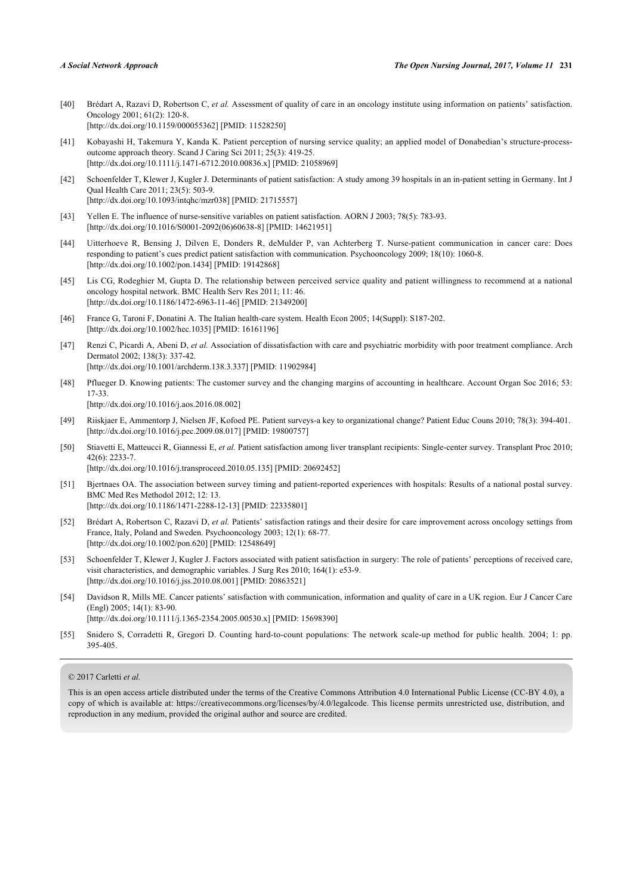[40] Brédart A, Razavi D, Robertson C, *et al.* Assessment of quality of care in an oncology institute using information on patients' satisfaction. Oncology 2001; 61(2): 120-8.
[http://dx.doi.org/10.1159/000055362] [PMID: 11528250]

[41] Kobayashi H, Takemura Y, Kanda K. Patient perception of nursing service quality; an applied model of Donabedian's structure-process-outcome approach theory. Scand J Caring Sci 2011; 25(3): 419-25.
[http://dx.doi.org/10.1111/j.1471-6712.2010.00836.x] [PMID: 21058969]

[42] Schoenfelder T, Klewer J, Kugler J. Determinants of patient satisfaction: A study among 39 hospitals in an in-patient setting in Germany. Int J Qual Health Care 2011; 23(5): 503-9.
[http://dx.doi.org/10.1093/intqhc/mzr038] [PMID: 21715557]

[43] Yellen E. The influence of nurse-sensitive variables on patient satisfaction. AORN J 2003; 78(5): 783-93.
[http://dx.doi.org/10.1016/S0001-2092(06)60638-8] [PMID: 14621951]

[44] Uitterhoeve R, Bensing J, Dilven E, Donders R, deMulder P, van Achterberg T. Nurse-patient communication in cancer care: Does responding to patient's cues predict patient satisfaction with communication. Psychooncology 2009; 18(10): 1060-8.
[http://dx.doi.org/10.1002/pon.1434] [PMID: 19142868]

[45] Lis CG, Rodeghier M, Gupta D. The relationship between perceived service quality and patient willingness to recommend at a national oncology hospital network. BMC Health Serv Res 2011; 11: 46.
[http://dx.doi.org/10.1186/1472-6963-11-46] [PMID: 21349200]

[46] France G, Taroni F, Donatini A. The Italian health-care system. Health Econ 2005; 14(Suppl): S187-202.
[http://dx.doi.org/10.1002/hec.1035] [PMID: 16161196]

[47] Renzi C, Picardi A, Abeni D, *et al.* Association of dissatisfaction with care and psychiatric morbidity with poor treatment compliance. Arch Dermatol 2002; 138(3): 337-42.
[http://dx.doi.org/10.1001/archderm.138.3.337] [PMID: 11902984]

[48] Pflueger D. Knowing patients: The customer survey and the changing margins of accounting in healthcare. Account Organ Soc 2016; 53: 17-33.
[http://dx.doi.org/10.1016/j.aos.2016.08.002]

[49] Riiskjaer E, Ammentorp J, Nielsen JF, Kofoed PE. Patient surveys-a key to organizational change? Patient Educ Couns 2010; 78(3): 394-401.
[http://dx.doi.org/10.1016/j.pec.2009.08.017] [PMID: 19800757]

[50] Stiavetti E, Matteucci R, Giannessi E, *et al.* Patient satisfaction among liver transplant recipients: Single-center survey. Transplant Proc 2010; 42(6): 2233-7.
[http://dx.doi.org/10.1016/j.transproceed.2010.05.135] [PMID: 20692452]

[51] Bjertnaes OA. The association between survey timing and patient-reported experiences with hospitals: Results of a national postal survey. BMC Med Res Methodol 2012; 12: 13.
[http://dx.doi.org/10.1186/1471-2288-12-13] [PMID: 22335801]

[52] Brédart A, Robertson C, Razavi D, *et al.* Patients' satisfaction ratings and their desire for care improvement across oncology settings from France, Italy, Poland and Sweden. Psychooncology 2003; 12(1): 68-77.
[http://dx.doi.org/10.1002/pon.620] [PMID: 12548649]

[53] Schoenfelder T, Klewer J, Kugler J. Factors associated with patient satisfaction in surgery: The role of patients' perceptions of received care, visit characteristics, and demographic variables. J Surg Res 2010; 164(1): e53-9.
[http://dx.doi.org/10.1016/j.jss.2010.08.001] [PMID: 20863521]

[54] Davidson R, Mills ME. Cancer patients' satisfaction with communication, information and quality of care in a UK region. Eur J Cancer Care (Engl) 2005; 14(1): 83-90.
[http://dx.doi.org/10.1111/j.1365-2354.2005.00530.x] [PMID: 15698390]

[55] Snidero S, Corradetti R, Gregori D. Counting hard-to-count populations: The network scale-up method for public health. 2004; 1: pp. 395-405.

© 2017 Carletti *et al.*

This is an open access article distributed under the terms of the Creative Commons Attribution 4.0 International Public License (CC-BY 4.0), a copy of which is available at: https://creativecommons.org/licenses/by/4.0/legalcode. This license permits unrestricted use, distribution, and reproduction in any medium, provided the original author and source are credited.